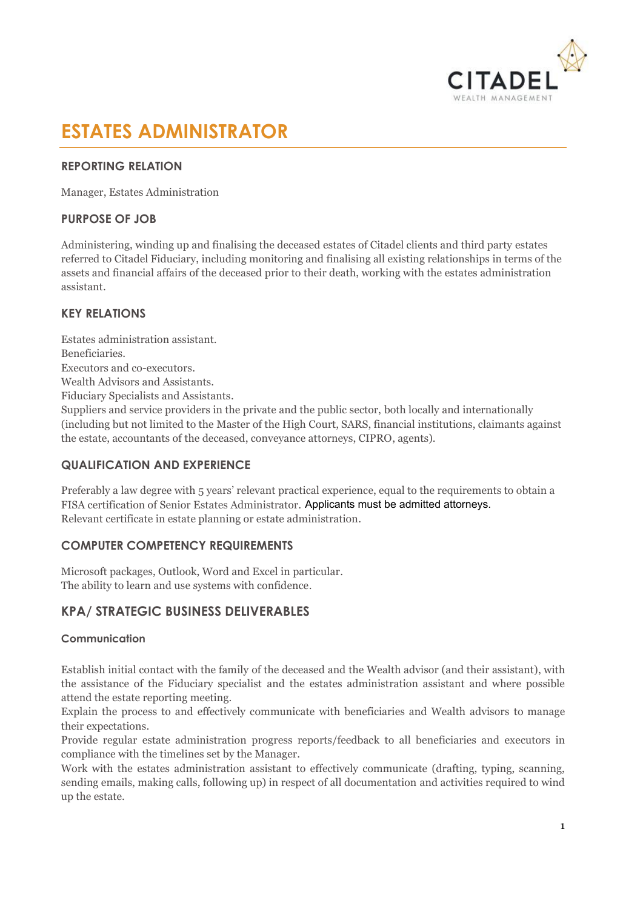# ESTATES ADMINISTRATOR

### REPORTING RELATION

Manager, Estates Administration

### PURPOSE OF JOB

Administering, winding up and finalising the deceased estates of Citadel clients and third party estates referred to Citadel Fiduciary, including monitoring and finalising all existing relationships in terms of the assets and financial affairs of the deceased prior to their death, working with the estates administration assistant.

### KEY RELATIONS

Estates administration assistant.
Beneficiaries.
Executors and co-executors.
Wealth Advisors and Assistants.
Fiduciary Specialists and Assistants.
Suppliers and service providers in the private and the public sector, both locally and internationally (including but not limited to the Master of the High Court, SARS, financial institutions, claimants against the estate, accountants of the deceased, conveyance attorneys, CIPRO, agents).

### QUALIFICATION AND EXPERIENCE

Preferably a law degree with 5 years' relevant practical experience, equal to the requirements to obtain a FISA certification of Senior Estates Administrator. Applicants must be admitted attorneys.
Relevant certificate in estate planning or estate administration.

### COMPUTER COMPETENCY REQUIREMENTS

Microsoft packages, Outlook, Word and Excel in particular.
The ability to learn and use systems with confidence.

## KPA/ STRATEGIC BUSINESS DELIVERABLES

#### Communication

Establish initial contact with the family of the deceased and the Wealth advisor (and their assistant), with the assistance of the Fiduciary specialist and the estates administration assistant and where possible attend the estate reporting meeting.
Explain the process to and effectively communicate with beneficiaries and Wealth advisors to manage their expectations.
Provide regular estate administration progress reports/feedback to all beneficiaries and executors in compliance with the timelines set by the Manager.
Work with the estates administration assistant to effectively communicate (drafting, typing, scanning, sending emails, making calls, following up) in respect of all documentation and activities required to wind up the estate.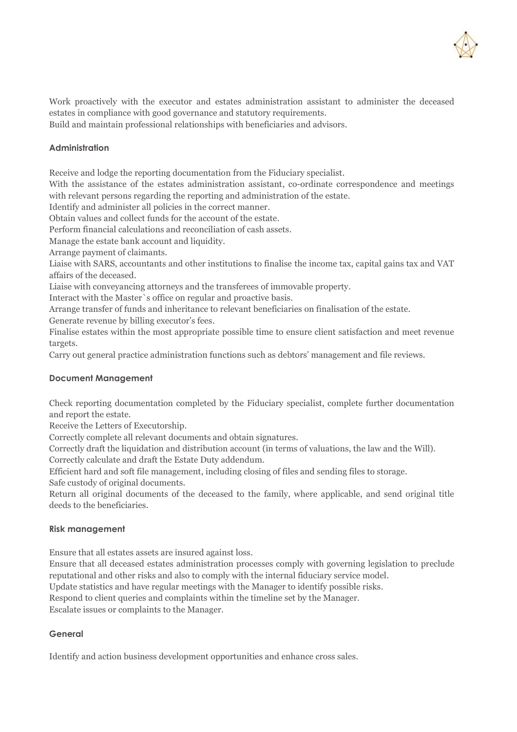Work proactively with the executor and estates administration assistant to administer the deceased estates in compliance with good governance and statutory requirements.

Build and maintain professional relationships with beneficiaries and advisors.

### Administration

Receive and lodge the reporting documentation from the Fiduciary specialist.

With the assistance of the estates administration assistant, co-ordinate correspondence and meetings with relevant persons regarding the reporting and administration of the estate.

Identify and administer all policies in the correct manner.

Obtain values and collect funds for the account of the estate.

Perform financial calculations and reconciliation of cash assets.

Manage the estate bank account and liquidity.

Arrange payment of claimants.

Liaise with SARS, accountants and other institutions to finalise the income tax, capital gains tax and VAT affairs of the deceased.

Liaise with conveyancing attorneys and the transferees of immovable property.

Interact with the Master`s office on regular and proactive basis.

Arrange transfer of funds and inheritance to relevant beneficiaries on finalisation of the estate.

Generate revenue by billing executor's fees.

Finalise estates within the most appropriate possible time to ensure client satisfaction and meet revenue targets.

Carry out general practice administration functions such as debtors' management and file reviews.

### Document Management

Check reporting documentation completed by the Fiduciary specialist, complete further documentation and report the estate.

Receive the Letters of Executorship.

Correctly complete all relevant documents and obtain signatures.

Correctly draft the liquidation and distribution account (in terms of valuations, the law and the Will).

Correctly calculate and draft the Estate Duty addendum.

Efficient hard and soft file management, including closing of files and sending files to storage.

Safe custody of original documents.

Return all original documents of the deceased to the family, where applicable, and send original title deeds to the beneficiaries.

### Risk management

Ensure that all estates assets are insured against loss.

Ensure that all deceased estates administration processes comply with governing legislation to preclude reputational and other risks and also to comply with the internal fiduciary service model.

Update statistics and have regular meetings with the Manager to identify possible risks.

Respond to client queries and complaints within the timeline set by the Manager.

Escalate issues or complaints to the Manager.

### General

Identify and action business development opportunities and enhance cross sales.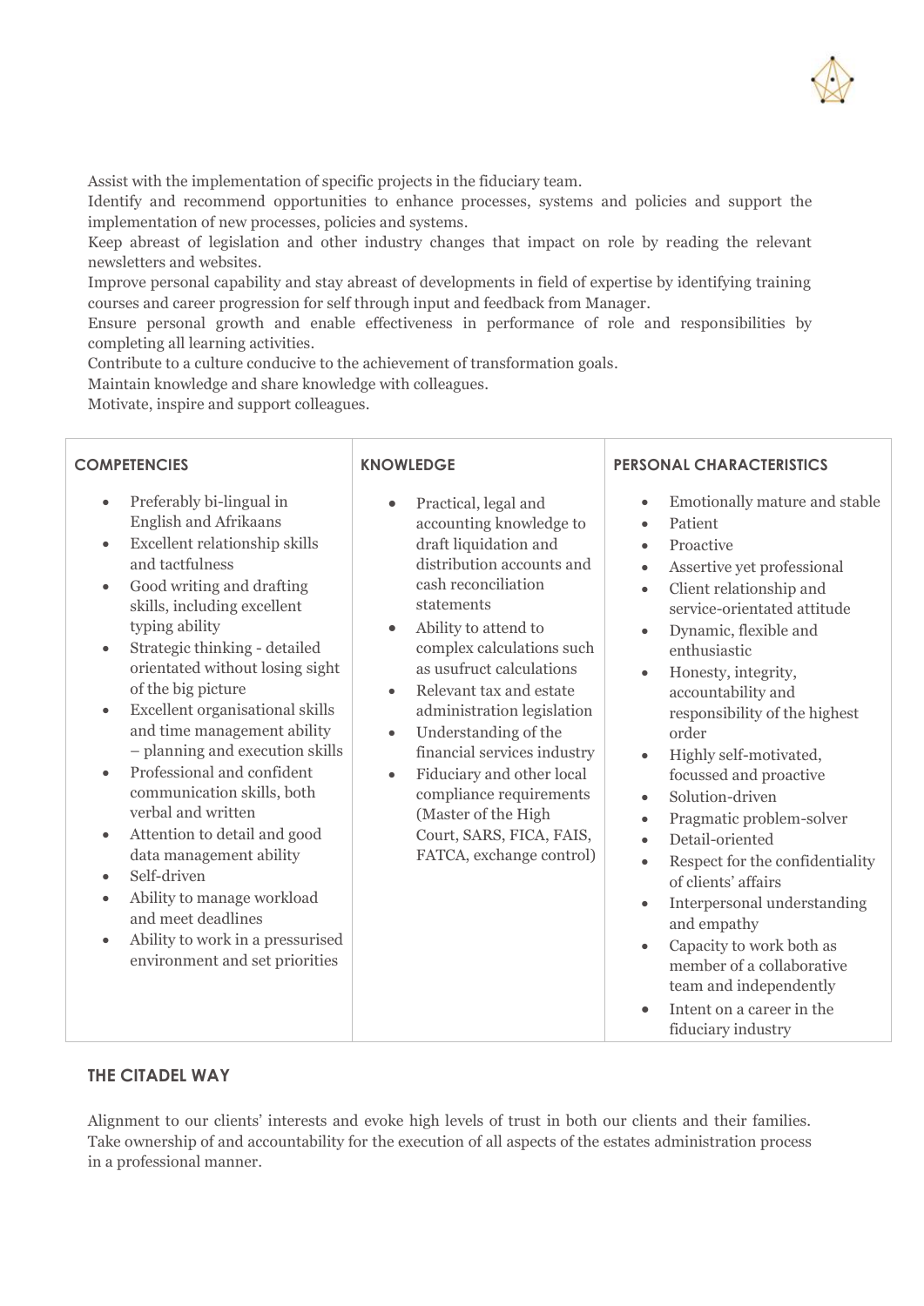Assist with the implementation of specific projects in the fiduciary team.

Identify and recommend opportunities to enhance processes, systems and policies and support the implementation of new processes, policies and systems.

Keep abreast of legislation and other industry changes that impact on role by reading the relevant newsletters and websites.

Improve personal capability and stay abreast of developments in field of expertise by identifying training courses and career progression for self through input and feedback from Manager.

Ensure personal growth and enable effectiveness in performance of role and responsibilities by completing all learning activities.

Contribute to a culture conducive to the achievement of transformation goals.

Maintain knowledge and share knowledge with colleagues.

Motivate, inspire and support colleagues.

| COMPETENCIES | KNOWLEDGE | PERSONAL CHARACTERISTICS |
|---|---|---|
| • Preferably bi-lingual in English and Afrikaans<br>• Excellent relationship skills and tactfulness<br>• Good writing and drafting skills, including excellent typing ability<br>• Strategic thinking - detailed orientated without losing sight of the big picture<br>• Excellent organisational skills and time management ability – planning and execution skills<br>• Professional and confident communication skills, both verbal and written<br>• Attention to detail and good data management ability<br>• Self-driven<br>• Ability to manage workload and meet deadlines<br>• Ability to work in a pressurised environment and set priorities | • Practical, legal and accounting knowledge to draft liquidation and distribution accounts and cash reconciliation statements<br>• Ability to attend to complex calculations such as usufruct calculations<br>• Relevant tax and estate administration legislation<br>• Understanding of the financial services industry<br>• Fiduciary and other local compliance requirements (Master of the High Court, SARS, FICA, FAIS, FATCA, exchange control) | • Emotionally mature and stable<br>• Patient<br>• Proactive<br>• Assertive yet professional<br>• Client relationship and service-orientated attitude<br>• Dynamic, flexible and enthusiastic<br>• Honesty, integrity, accountability and responsibility of the highest order<br>• Highly self-motivated, focussed and proactive<br>• Solution-driven<br>• Pragmatic problem-solver<br>• Detail-oriented<br>• Respect for the confidentiality of clients' affairs<br>• Interpersonal understanding and empathy<br>• Capacity to work both as member of a collaborative team and independently<br>• Intent on a career in the fiduciary industry |

## THE CITADEL WAY

Alignment to our clients' interests and evoke high levels of trust in both our clients and their families. Take ownership of and accountability for the execution of all aspects of the estates administration process in a professional manner.